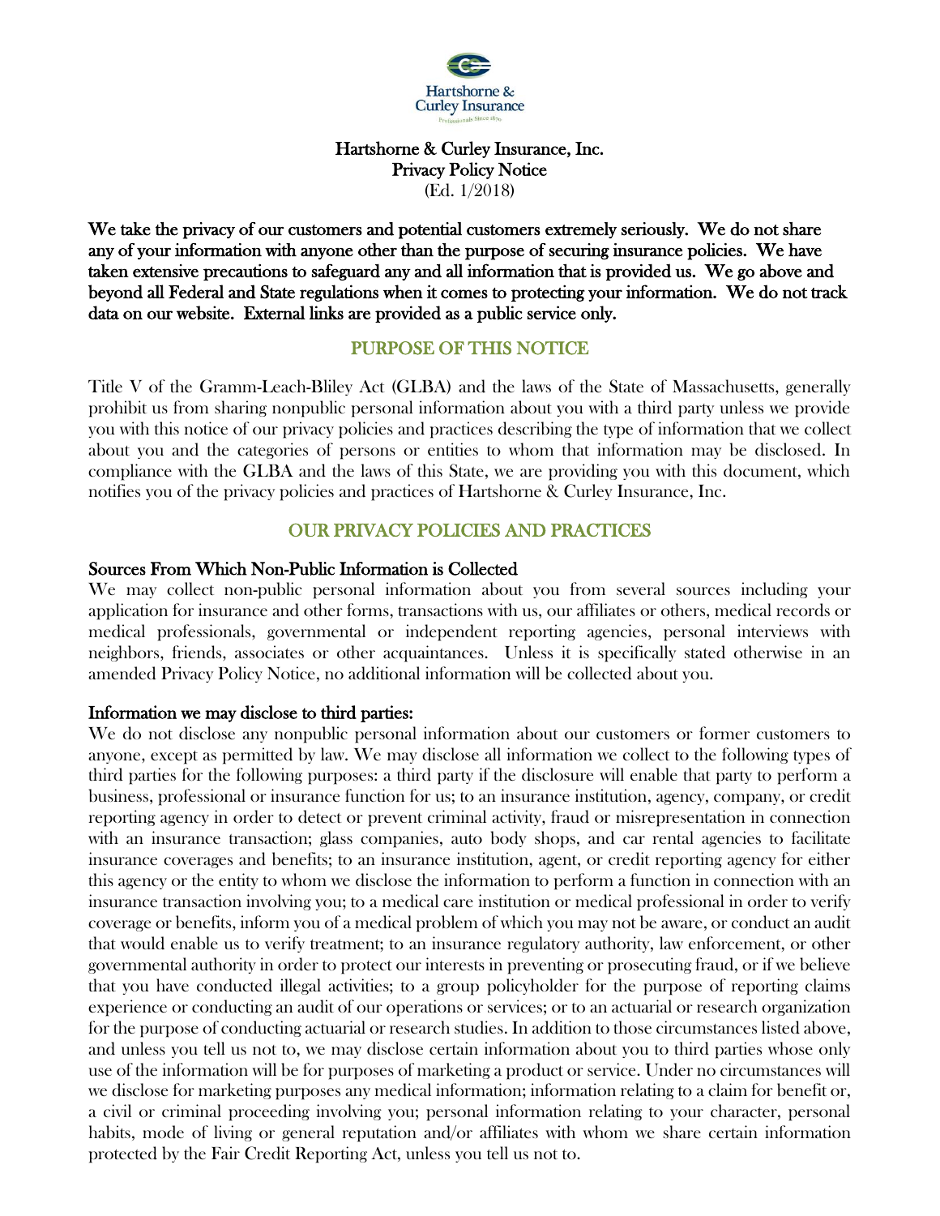Hartshorne & Curley Insurance, Inc.
Privacy Policy Notice
(Ed. 1/2018)

**We take the privacy of our customers and potential customers extremely seriously. We do not share any of your information with anyone other than the purpose of securing insurance policies. We have taken extensive precautions to safeguard any and all information that is provided us. We go above and beyond all Federal and State regulations when it comes to protecting your information. We do not track data on our website. External links are provided as a public service only.**

## PURPOSE OF THIS NOTICE

Title V of the Gramm-Leach-Bliley Act (GLBA) and the laws of the State of Massachusetts, generally prohibit us from sharing nonpublic personal information about you with a third party unless we provide you with this notice of our privacy policies and practices describing the type of information that we collect about you and the categories of persons or entities to whom that information may be disclosed. In compliance with the GLBA and the laws of this State, we are providing you with this document, which notifies you of the privacy policies and practices of Hartshorne & Curley Insurance, Inc.

## OUR PRIVACY POLICIES AND PRACTICES

### Sources From Which Non-Public Information is Collected

We may collect non-public personal information about you from several sources including your application for insurance and other forms, transactions with us, our affiliates or others, medical records or medical professionals, governmental or independent reporting agencies, personal interviews with neighbors, friends, associates or other acquaintances. Unless it is specifically stated otherwise in an amended Privacy Policy Notice, no additional information will be collected about you.

### Information we may disclose to third parties:

We do not disclose any nonpublic personal information about our customers or former customers to anyone, except as permitted by law. We may disclose all information we collect to the following types of third parties for the following purposes: a third party if the disclosure will enable that party to perform a business, professional or insurance function for us; to an insurance institution, agency, company, or credit reporting agency in order to detect or prevent criminal activity, fraud or misrepresentation in connection with an insurance transaction; glass companies, auto body shops, and car rental agencies to facilitate insurance coverages and benefits; to an insurance institution, agent, or credit reporting agency for either this agency or the entity to whom we disclose the information to perform a function in connection with an insurance transaction involving you; to a medical care institution or medical professional in order to verify coverage or benefits, inform you of a medical problem of which you may not be aware, or conduct an audit that would enable us to verify treatment; to an insurance regulatory authority, law enforcement, or other governmental authority in order to protect our interests in preventing or prosecuting fraud, or if we believe that you have conducted illegal activities; to a group policyholder for the purpose of reporting claims experience or conducting an audit of our operations or services; or to an actuarial or research organization for the purpose of conducting actuarial or research studies. In addition to those circumstances listed above, and unless you tell us not to, we may disclose certain information about you to third parties whose only use of the information will be for purposes of marketing a product or service. Under no circumstances will we disclose for marketing purposes any medical information; information relating to a claim for benefit or, a civil or criminal proceeding involving you; personal information relating to your character, personal habits, mode of living or general reputation and/or affiliates with whom we share certain information protected by the Fair Credit Reporting Act, unless you tell us not to.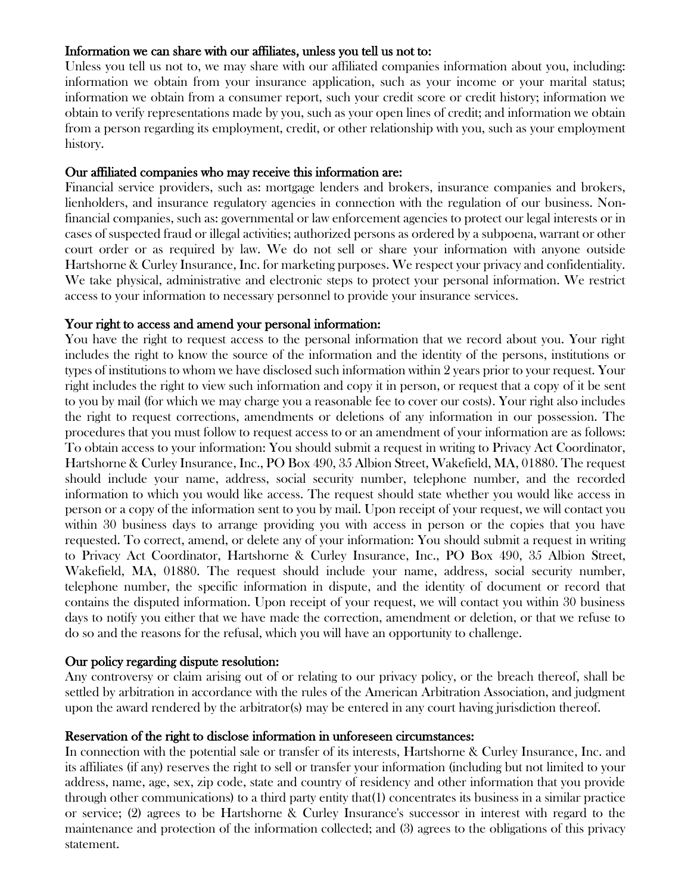**Information we can share with our affiliates, unless you tell us not to:**

Unless you tell us not to, we may share with our affiliated companies information about you, including: information we obtain from your insurance application, such as your income or your marital status; information we obtain from a consumer report, such your credit score or credit history; information we obtain to verify representations made by you, such as your open lines of credit; and information we obtain from a person regarding its employment, credit, or other relationship with you, such as your employment history.

**Our affiliated companies who may receive this information are:**

Financial service providers, such as: mortgage lenders and brokers, insurance companies and brokers, lienholders, and insurance regulatory agencies in connection with the regulation of our business. Non-financial companies, such as: governmental or law enforcement agencies to protect our legal interests or in cases of suspected fraud or illegal activities; authorized persons as ordered by a subpoena, warrant or other court order or as required by law. We do not sell or share your information with anyone outside Hartshorne & Curley Insurance, Inc. for marketing purposes. We respect your privacy and confidentiality. We take physical, administrative and electronic steps to protect your personal information. We restrict access to your information to necessary personnel to provide your insurance services.

**Your right to access and amend your personal information:**

You have the right to request access to the personal information that we record about you. Your right includes the right to know the source of the information and the identity of the persons, institutions or types of institutions to whom we have disclosed such information within 2 years prior to your request. Your right includes the right to view such information and copy it in person, or request that a copy of it be sent to you by mail (for which we may charge you a reasonable fee to cover our costs). Your right also includes the right to request corrections, amendments or deletions of any information in our possession. The procedures that you must follow to request access to or an amendment of your information are as follows: To obtain access to your information: You should submit a request in writing to Privacy Act Coordinator, Hartshorne & Curley Insurance, Inc., PO Box 490, 35 Albion Street, Wakefield, MA, 01880. The request should include your name, address, social security number, telephone number, and the recorded information to which you would like access. The request should state whether you would like access in person or a copy of the information sent to you by mail. Upon receipt of your request, we will contact you within 30 business days to arrange providing you with access in person or the copies that you have requested. To correct, amend, or delete any of your information: You should submit a request in writing to Privacy Act Coordinator, Hartshorne & Curley Insurance, Inc., PO Box 490, 35 Albion Street, Wakefield, MA, 01880. The request should include your name, address, social security number, telephone number, the specific information in dispute, and the identity of document or record that contains the disputed information. Upon receipt of your request, we will contact you within 30 business days to notify you either that we have made the correction, amendment or deletion, or that we refuse to do so and the reasons for the refusal, which you will have an opportunity to challenge.

**Our policy regarding dispute resolution:**

Any controversy or claim arising out of or relating to our privacy policy, or the breach thereof, shall be settled by arbitration in accordance with the rules of the American Arbitration Association, and judgment upon the award rendered by the arbitrator(s) may be entered in any court having jurisdiction thereof.

**Reservation of the right to disclose information in unforeseen circumstances:**

In connection with the potential sale or transfer of its interests, Hartshorne & Curley Insurance, Inc. and its affiliates (if any) reserves the right to sell or transfer your information (including but not limited to your address, name, age, sex, zip code, state and country of residency and other information that you provide through other communications) to a third party entity that(1) concentrates its business in a similar practice or service; (2) agrees to be Hartshorne & Curley Insurance's successor in interest with regard to the maintenance and protection of the information collected; and (3) agrees to the obligations of this privacy statement.